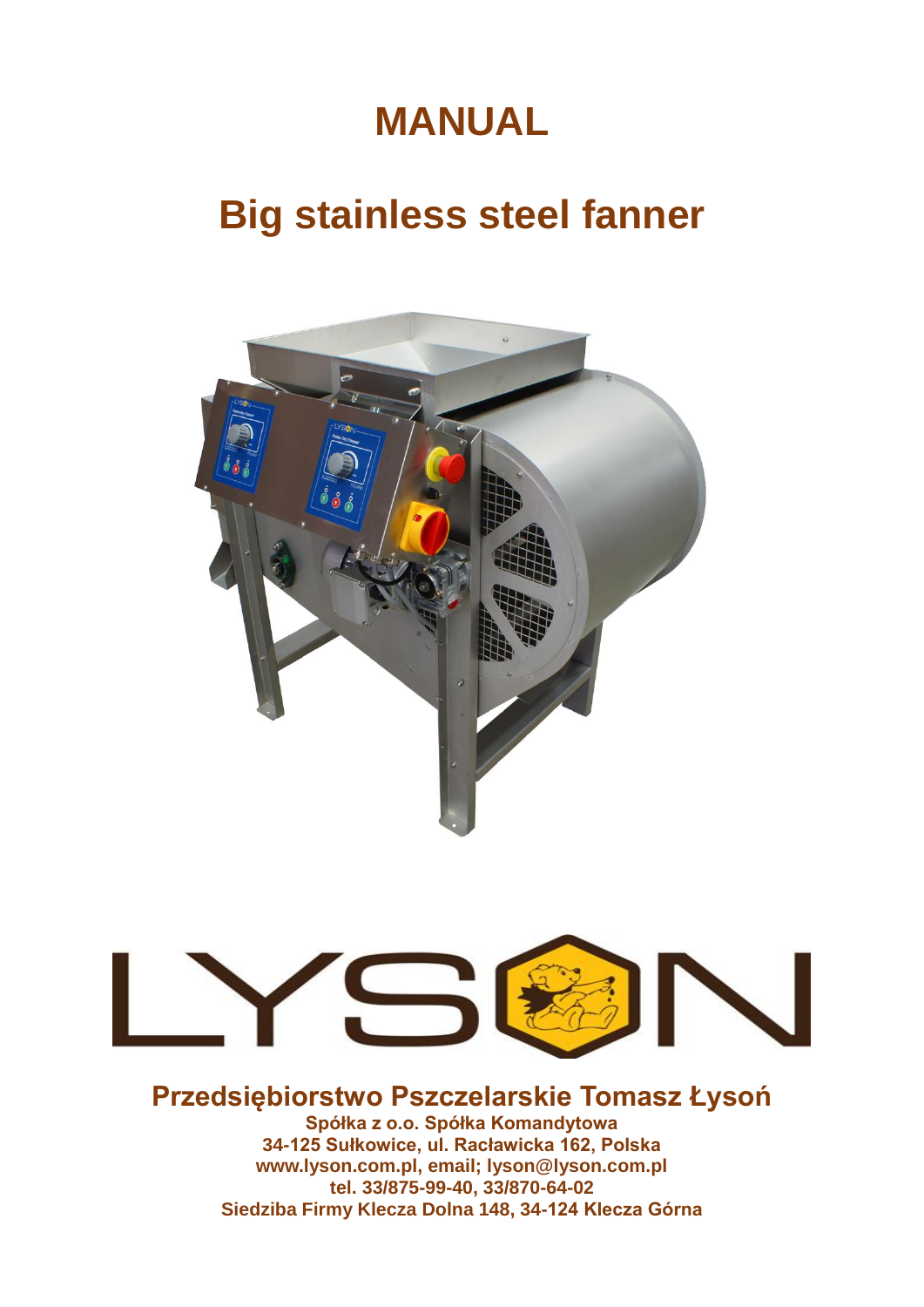# MANUAL

# Big stainless steel fanner

**Przedsiębiorstwo Pszczelarskie Tomasz Łysoń**

**Spółka z o.o. Spółka Komandytowa**
**34-125 Sułkowice, ul. Racławicka 162, Polska**
**www.lyson.com.pl, email; lyson@lyson.com.pl**
**tel. 33/875-99-40, 33/870-64-02**
**Siedziba Firmy Klecza Dolna 148, 34-124 Klecza Górna**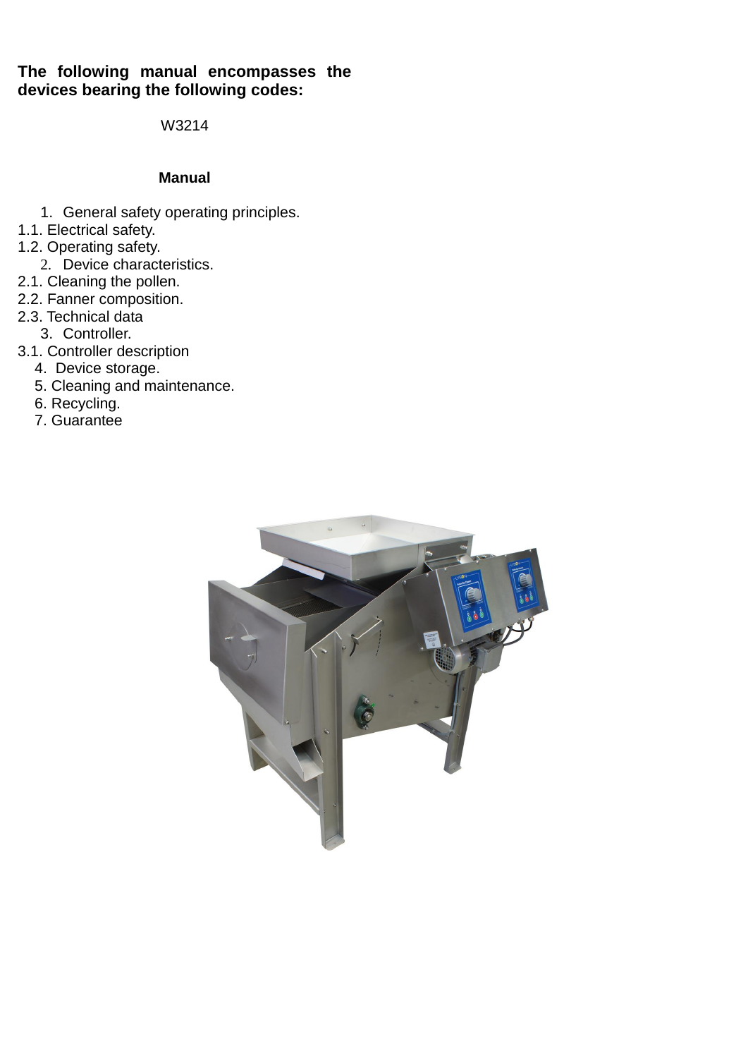**The following manual encompasses the devices bearing the following codes:**

W3214

**Manual**

1. General safety operating principles.

1.1. Electrical safety.

1.2. Operating safety.

2. Device characteristics.

2.1. Cleaning the pollen.

2.2. Fanner composition.

2.3. Technical data

3. Controller.

3.1. Controller description

4. Device storage.

5. Cleaning and maintenance.

6. Recycling.

7. Guarantee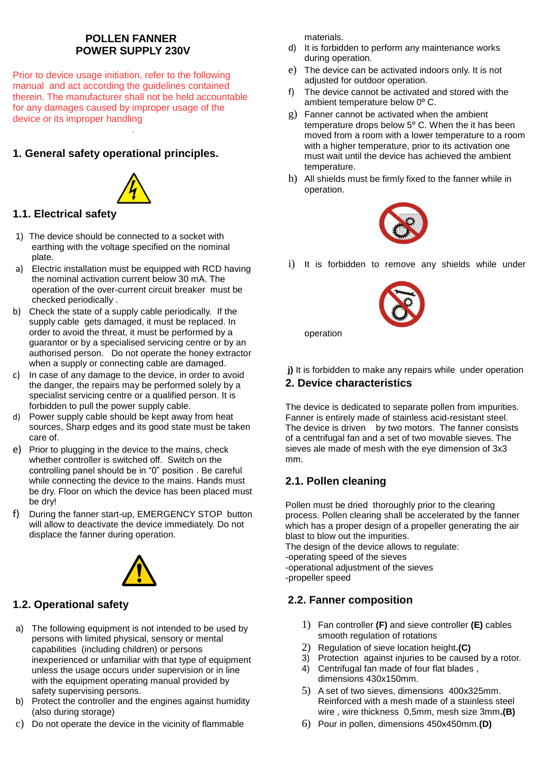# POLLEN FANNER
# POWER SUPPLY 230V

Prior to device usage initiation, refer to the following manual and act according the guidelines contained therein. The manufacturer shall not be held accountable for any damages caused by improper usage of the device or its improper handling

## 1. General safety operational principles.

### 1.1. Electrical safety

1) The device should be connected to a socket with earthing with the voltage specified on the nominal plate.

a) Electric installation must be equipped with RCD having the nominal activation current below 30 mA. The operation of the over-current circuit breaker must be checked periodically .

b) Check the state of a supply cable periodically. If the supply cable gets damaged, it must be replaced. In order to avoid the threat, it must be performed by a guarantor or by a specialised servicing centre or by an authorised person. Do not operate the honey extractor when a supply or connecting cable are damaged.

c) In case of any damage to the device, in order to avoid the danger, the repairs may be performed solely by a specialist servicing centre or a qualified person. It is forbidden to pull the power supply cable.

d) Power supply cable should be kept away from heat sources, Sharp edges and its good state must be taken care of.

e) Prior to plugging in the device to the mains, check whether controller is switched off. Switch on the controlling panel should be in "0" position . Be careful while connecting the device to the mains. Hands must be dry. Floor on which the device has been placed must be dry!

f) During the fanner start-up, EMERGENCY STOP button will allow to deactivate the device immediately. Do not displace the fanner during operation.

### 1.2. Operational safety

a) The following equipment is not intended to be used by persons with limited physical, sensory or mental capabilities (including children) or persons inexperienced or unfamiliar with that type of equipment unless the usage occurs under supervision or in line with the equipment operating manual provided by safety supervising persons.

b) Protect the controller and the engines against humidity (also during storage)

c) Do not operate the device in the vicinity of flammable materials.

d) It is forbidden to perform any maintenance works during operation.

e) The device can be activated indoors only. It is not adjusted for outdoor operation.

f) The device cannot be activated and stored with the ambient temperature below 0º C.

g) Fanner cannot be activated when the ambient temperature drops below 5º C. When the it has been moved from a room with a lower temperature to a room with a higher temperature, prior to its activation one must wait until the device has achieved the ambient temperature.

h) All shields must be firmly fixed to the fanner while in operation.

i) It is forbidden to remove any shields while under operation

**j)** It is forbidden to make any repairs while under operation

## 2. Device characteristics

The device is dedicated to separate pollen from impurities. Fanner is entirely made of stainless acid-resistant steel. The device is driven by two motors. The fanner consists of a centrifugal fan and a set of two movable sieves. The sieves ale made of mesh with the eye dimension of 3x3 mm.

### 2.1. Pollen cleaning

Pollen must be dried thoroughly prior to the clearing process. Pollen clearing shall be accelerated by the fanner which has a proper design of a propeller generating the air blast to blow out the impurities.
The design of the device allows to regulate:
-operating speed of the sieves
-operational adjustment of the sieves
-propeller speed

### 2.2. Fanner composition

1) Fan controller **(F)** and sieve controller **(E)** cables smooth regulation of rotations
2) Regulation of sieve location height.**(C)**
3) Protection against injuries to be caused by a rotor.
4) Centrifugal fan made of four flat blades , dimensions 430x150mm.
5) A set of two sieves, dimensions 400x325mm. Reinforced with a mesh made of a stainless steel wire , wire thickness 0,5mm, mesh size 3mm.**(B)**
6) Pour in pollen, dimensions 450x450mm.**(D)**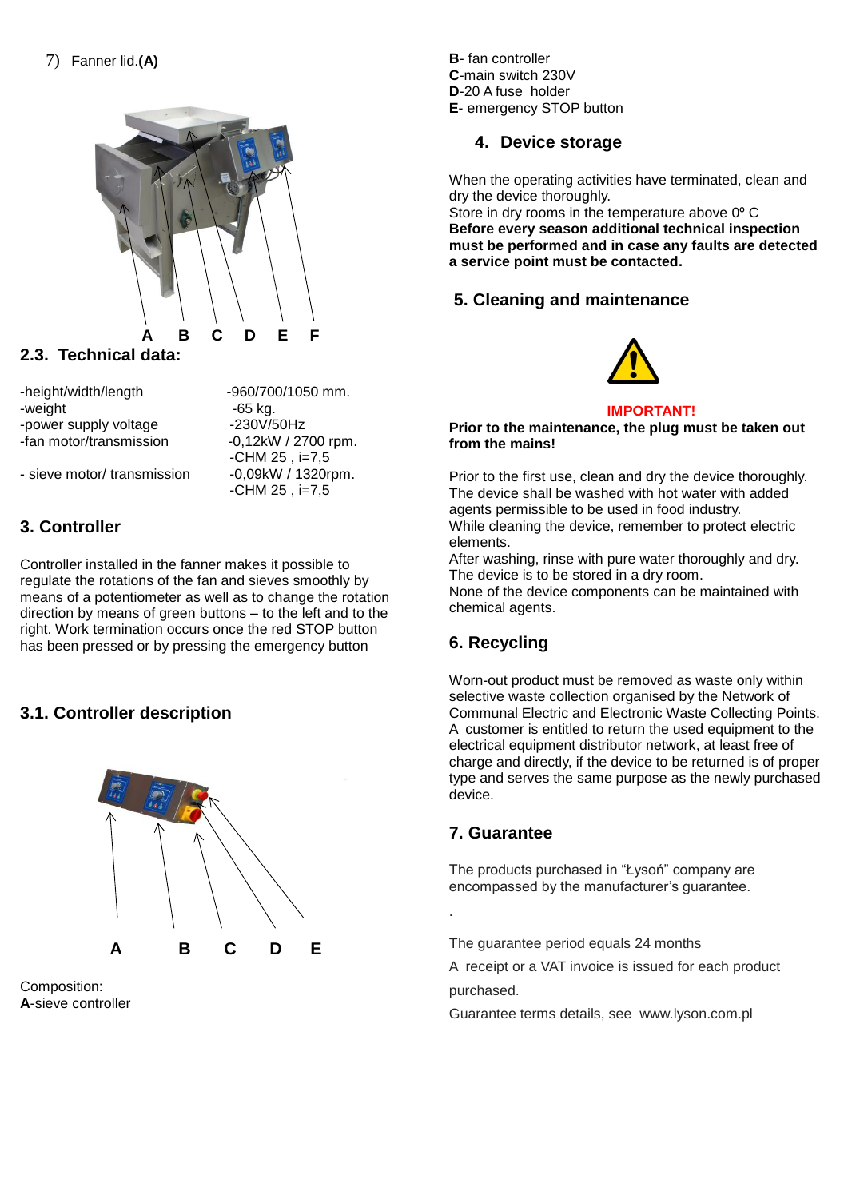7) Fanner lid.**(A)**

A B C D E F

## 2.3. Technical data:

| | |
|---|---|
| -height/width/length | -960/700/1050 mm. |
| -weight | -65 kg. |
| -power supply voltage | -230V/50Hz |
| -fan motor/transmission | -0,12kW / 2700 rpm. |
| | -CHM 25 , i=7,5 |
| - sieve motor/ transmission | -0,09kW / 1320rpm. |
| | -CHM 25 , i=7,5 |

## 3. Controller

Controller installed in the fanner makes it possible to regulate the rotations of the fan and sieves smoothly by means of a potentiometer as well as to change the rotation direction by means of green buttons – to the left and to the right. Work termination occurs once the red STOP button has been pressed or by pressing the emergency button

## 3.1. Controller description

A B C D E

Composition:
**A**-sieve controller
**B**- fan controller
**C**-main switch 230V
**D**-20 A fuse holder
**E**- emergency STOP button

## 4. Device storage

When the operating activities have terminated, clean and dry the device thoroughly.
Store in dry rooms in the temperature above 0º C
**Before every season additional technical inspection must be performed and in case any faults are detected a service point must be contacted.**

## 5. Cleaning and maintenance

**IMPORTANT!**

**Prior to the maintenance, the plug must be taken out from the mains!**

Prior to the first use, clean and dry the device thoroughly. The device shall be washed with hot water with added agents permissible to be used in food industry.
While cleaning the device, remember to protect electric elements.
After washing, rinse with pure water thoroughly and dry.
The device is to be stored in a dry room.
None of the device components can be maintained with chemical agents.

## 6. Recycling

Worn-out product must be removed as waste only within selective waste collection organised by the Network of Communal Electric and Electronic Waste Collecting Points. A customer is entitled to return the used equipment to the electrical equipment distributor network, at least free of charge and directly, if the device to be returned is of proper type and serves the same purpose as the newly purchased device.

## 7. Guarantee

The products purchased in "Łysoń" company are encompassed by the manufacturer's guarantee.

.

The guarantee period equals 24 months

A receipt or a VAT invoice is issued for each product purchased.

Guarantee terms details, see www.lyson.com.pl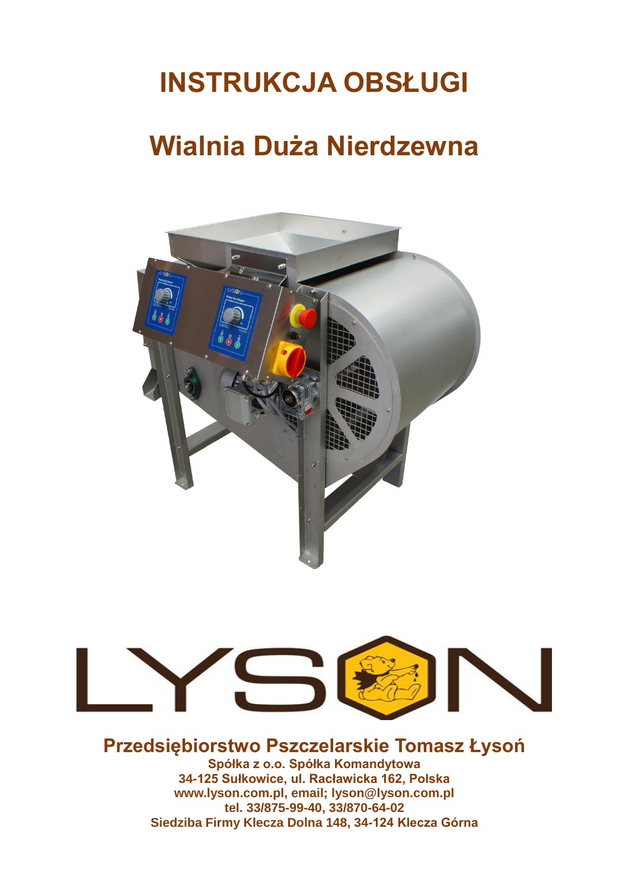# INSTRUKCJA OBSŁUGI

# Wialnia Duża Nierdzewna

**Przedsiębiorstwo Pszczelarskie Tomasz Łysoń**

**Spółka z o.o. Spółka Komandytowa**
**34-125 Sułkowice, ul. Racławicka 162, Polska**
**www.lyson.com.pl, email; lyson@lyson.com.pl**
**tel. 33/875-99-40, 33/870-64-02**
**Siedziba Firmy Klecza Dolna 148, 34-124 Klecza Górna**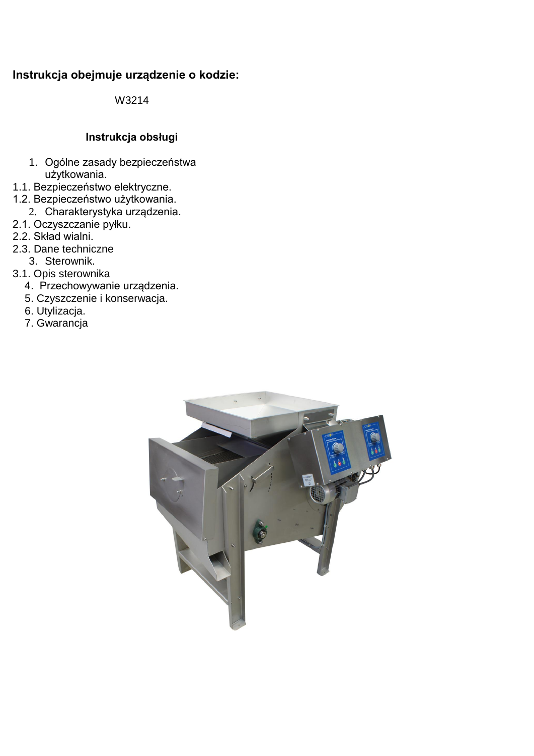**Instrukcja obejmuje urządzenie o kodzie:**

W3214

**Instrukcja obsługi**

1. Ogólne zasady bezpieczeństwa użytkowania.

1.1. Bezpieczeństwo elektryczne.
1.2. Bezpieczeństwo użytkowania.

2. Charakterystyka urządzenia.

2.1. Oczyszczanie pyłku.
2.2. Skład wialni.
2.3. Dane techniczne

3. Sterownik.

3.1. Opis sterownika

4. Przechowywanie urządzenia.
5. Czyszczenie i konserwacja.
6. Utylizacja.
7. Gwarancja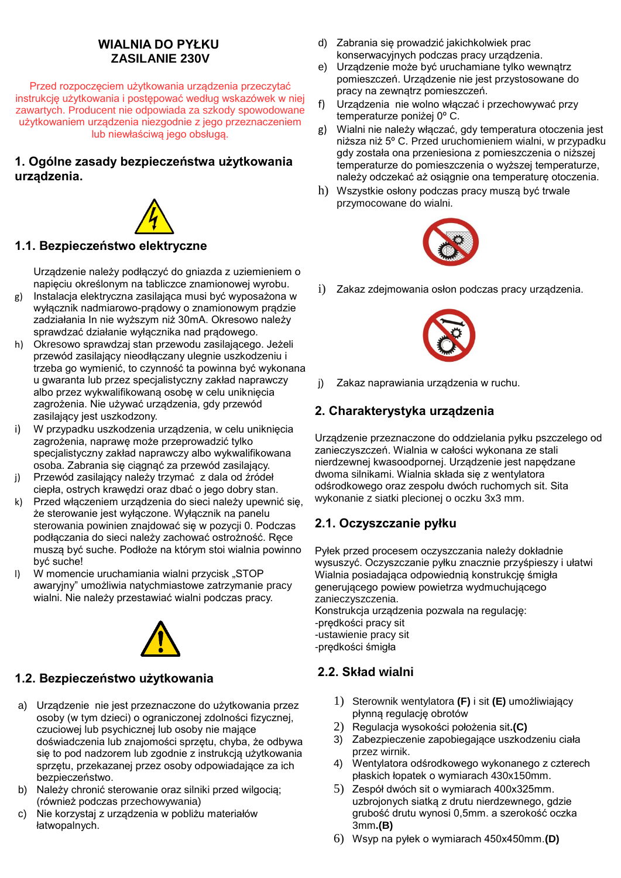**WIALNIA DO PYŁKU**
**ZASILANIE 230V**

Przed rozpoczęciem użytkowania urządzenia przeczytać instrukcję użytkowania i postępować według wskazówek w niej zawartych. Producent nie odpowiada za szkody spowodowane użytkowaniem urządzenia niezgodnie z jego przeznaczeniem lub niewłaściwą jego obsługą.

## 1. Ogólne zasady bezpieczeństwa użytkowania urządzenia.

### 1.1. Bezpieczeństwo elektryczne

Urządzenie należy podłączyć do gniazda z uziemieniem o napięciu określonym na tabliczce znamionowej wyrobu.

g) Instalacja elektryczna zasilająca musi być wyposażona w wyłącznik nadmiarowo-prądowy o znamionowym prądzie zadziałania In nie wyższym niż 30mA. Okresowo należy sprawdzać działanie wyłącznika nad prądowego.
h) Okresowo sprawdzaj stan przewodu zasilającego. Jeżeli przewód zasilający nieodłączany ulegnie uszkodzeniu i trzeba go wymienić, to czynność ta powinna być wykonana u gwaranta lub przez specjalistyczny zakład naprawczy albo przez wykwalifikowaną osobę w celu uniknięcia zagrożenia. Nie używać urządzenia, gdy przewód zasilający jest uszkodzony.
i) W przypadku uszkodzenia urządzenia, w celu uniknięcia zagrożenia, naprawę może przeprowadzić tylko specjalistyczny zakład naprawczy albo wykwalifikowana osoba. Zabrania się ciągnąć za przewód zasilający.
j) Przewód zasilający należy trzymać z dala od źródeł ciepła, ostrych krawędzi oraz dbać o jego dobry stan.
k) Przed włączeniem urządzenia do sieci należy upewnić się, że sterowanie jest wyłączone. Wyłącznik na panelu sterowania powinien znajdować się w pozycji 0. Podczas podłączania do sieci należy zachować ostrożność. Ręce muszą być suche. Podłoże na którym stoi wialnia powinno być suche!
l) W momencie uruchamiania wialni przycisk „STOP awaryjny" umożliwia natychmiastowe zatrzymanie pracy wialni. Nie należy przestawiać wialni podczas pracy.

### 1.2. Bezpieczeństwo użytkowania

a) Urządzenie nie jest przeznaczone do użytkowania przez osoby (w tym dzieci) o ograniczonej zdolności fizycznej, czuciowej lub psychicznej lub osoby nie mające doświadczenia lub znajomości sprzętu, chyba, że odbywa się to pod nadzorem lub zgodnie z instrukcją użytkowania sprzętu, przekazanej przez osoby odpowiadające za ich bezpieczeństwo.
b) Należy chronić sterowanie oraz silniki przed wilgocią; (również podczas przechowywania)
c) Nie korzystaj z urządzenia w pobliżu materiałów łatwopalnych.
d) Zabrania się prowadzić jakichkolwiek prac konserwacyjnych podczas pracy urządzenia.
e) Urządzenie może być uruchamiane tylko wewnątrz pomieszczeń. Urządzenie nie jest przystosowane do pracy na zewnątrz pomieszczeń.
f) Urządzenia nie wolno włączać i przechowywać przy temperaturze poniżej 0º C.
g) Wialni nie należy włączać, gdy temperatura otoczenia jest niższa niż 5º C. Przed uruchomieniem wialni, w przypadku gdy została ona przeniesiona z pomieszczenia o niższej temperaturze do pomieszczenia o wyższej temperaturze, należy odczekać aż osiągnie ona temperaturę otoczenia.
h) Wszystkie osłony podczas pracy muszą być trwale przymocowane do wialni.
i) Zakaz zdejmowania osłon podczas pracy urządzenia.
j) Zakaz naprawiania urządzenia w ruchu.

## 2. Charakterystyka urządzenia

Urządzenie przeznaczone do oddzielania pyłku pszczelego od zanieczyszczeń. Wialnia w całości wykonana ze stali nierdzewnej kwasoodpornej. Urządzenie jest napędzane dwoma silnikami. Wialnia składa się z wentylatora odśrodkowego oraz zespołu dwóch ruchomych sit. Sita wykonanie z siatki plecionej o oczku 3x3 mm.

### 2.1. Oczyszczanie pyłku

Pyłek przed procesem oczyszczania należy dokładnie wysuszyć. Oczyszczanie pyłku znacznie przyśpieszy i ułatwi Wialnia posiadająca odpowiednią konstrukcję śmigła generującego powiew powietrza wydmuchującego zanieczyszczenia.
Konstrukcja urządzenia pozwala na regulację:
-prędkości pracy sit
-ustawienie pracy sit
-prędkości śmigła

### 2.2. Skład wialni

1) Sterownik wentylatora **(F)** i sit **(E)** umożliwiający płynną regulację obrotów
2) Regulacja wysokości położenia sit.**(C)**
3) Zabezpieczenie zapobiegające uszkodzeniu ciała przez wirnik.
4) Wentylatora odśrodkowego wykonanego z czterech płaskich łopatek o wymiarach 430x150mm.
5) Zespół dwóch sit o wymiarach 400x325mm. uzbrojonych siatką z drutu nierdzewnego, gdzie grubość drutu wynosi 0,5mm. a szerokość oczka 3mm.**(B)**
6) Wsyp na pyłek o wymiarach 450x450mm.**(D)**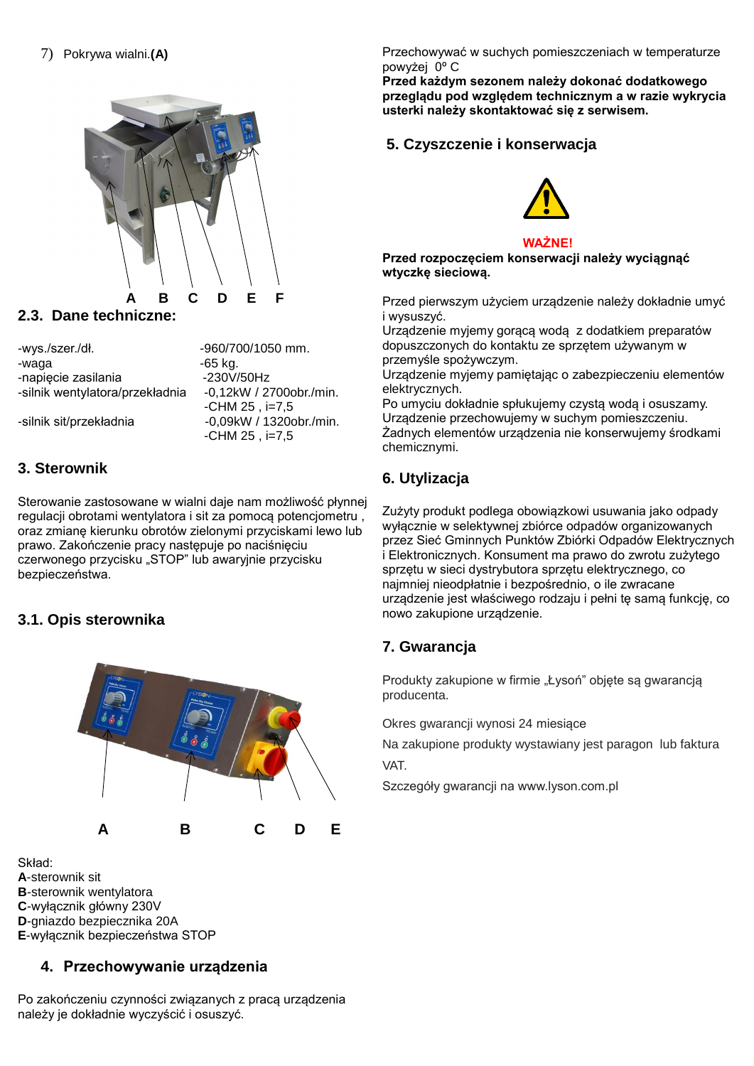7) Pokrywa wialni.**(A)**

A B C D E F

## 2.3. Dane techniczne:

| | |
|---|---|
| -wys./szer./dł. | -960/700/1050 mm. |
| -waga | -65 kg. |
| -napięcie zasilania | -230V/50Hz |
| -silnik wentylatora/przekładnia | -0,12kW / 2700obr./min. |
| | -CHM 25 , i=7,5 |
| -silnik sit/przekładnia | -0,09kW / 1320obr./min. |
| | -CHM 25 , i=7,5 |

## 3. Sterownik

Sterowanie zastosowane w wialni daje nam możliwość płynnej regulacji obrotami wentylatora i sit za pomocą potencjometru , oraz zmianę kierunku obrotów zielonymi przyciskami lewo lub prawo. Zakończenie pracy następuje po naciśnięciu czerwonego przycisku „STOP" lub awaryjnie przycisku bezpieczeństwa.

## 3.1. Opis sterownika

A B C D E

Skład:
**A**-sterownik sit
**B**-sterownik wentylatora
**C**-wyłącznik główny 230V
**D**-gniazdo bezpiecznika 20A
**E**-wyłącznik bezpieczeństwa STOP

## 4. Przechowywanie urządzenia

Po zakończeniu czynności związanych z pracą urządzenia należy je dokładnie wyczyścić i osuszyć.

Przechowywać w suchych pomieszczeniach w temperaturze powyżej 0º C
**Przed każdym sezonem należy dokonać dodatkowego przeglądu pod względem technicznym a w razie wykrycia usterki należy skontaktować się z serwisem.**

## 5. Czyszczenie i konserwacja

**WAŻNE!**

**Przed rozpoczęciem konserwacji należy wyciągnąć wtyczkę sieciową.**

Przed pierwszym użyciem urządzenie należy dokładnie umyć i wysuszyć.
Urządzenie myjemy gorącą wodą z dodatkiem preparatów dopuszczonych do kontaktu ze sprzętem używanym w przemyśle spożywczym.
Urządzenie myjemy pamiętając o zabezpieczeniu elementów elektrycznych.
Po umyciu dokładnie spłukujemy czystą wodą i osuszamy.
Urządzenie przechowujemy w suchym pomieszczeniu.
Żadnych elementów urządzenia nie konserwujemy środkami chemicznymi.

## 6. Utylizacja

Zużyty produkt podlega obowiązkowi usuwania jako odpady wyłącznie w selektywnej zbiórce odpadów organizowanych przez Sieć Gminnych Punktów Zbiórki Odpadów Elektrycznych i Elektronicznych. Konsument ma prawo do zwrotu zużytego sprzętu w sieci dystrybutora sprzętu elektrycznego, co najmniej nieodpłatnie i bezpośrednio, o ile zwracane urządzenie jest właściwego rodzaju i pełni tę samą funkcję, co nowo zakupione urządzenie.

## 7. Gwarancja

Produkty zakupione w firmie „Łysoń" objęte są gwarancją producenta.

Okres gwarancji wynosi 24 miesiące

Na zakupione produkty wystawiany jest paragon lub faktura VAT.

Szczegóły gwarancji na www.lyson.com.pl